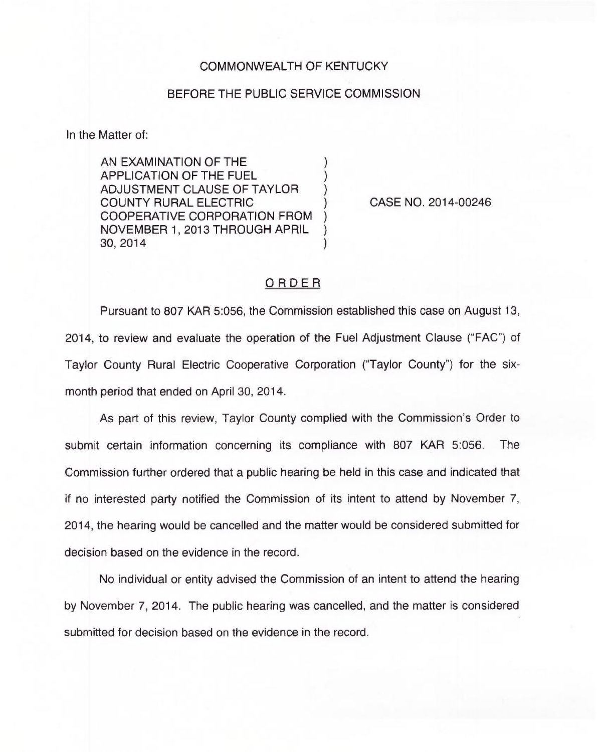COMMONWEALTH OF KENTUCKY

BEFORE THE PUBLIC SERVICE COMMISSION

In the Matter of:

AN EXAMINATION OF THE APPLICATION OF THE FUEL ADJUSTMENT CLAUSE OF TAYLOR COUNTY RURAL ELECTRIC COOPERATIVE CORPORATION FROM NOVEMBER 1, 2013 THROUGH APRIL 30, 2014 ) CASE NO. 2014-00246

## ORDER

Pursuant to 807 KAR 5:056, the Commission established this case on August 13, 2014, to review and evaluate the operation of the Fuel Adjustment Clause ("FAC") of Taylor County Rural Electric Cooperative Corporation ("Taylor County") for the six-month period that ended on April 30, 2014.

As part of this review, Taylor County complied with the Commission's Order to submit certain information concerning its compliance with 807 KAR 5:056. The Commission further ordered that a public hearing be held in this case and indicated that if no interested party notified the Commission of its intent to attend by November 7, 2014, the hearing would be cancelled and the matter would be considered submitted for decision based on the evidence in the record.

No individual or entity advised the Commission of an intent to attend the hearing by November 7, 2014. The public hearing was cancelled, and the matter is considered submitted for decision based on the evidence in the record.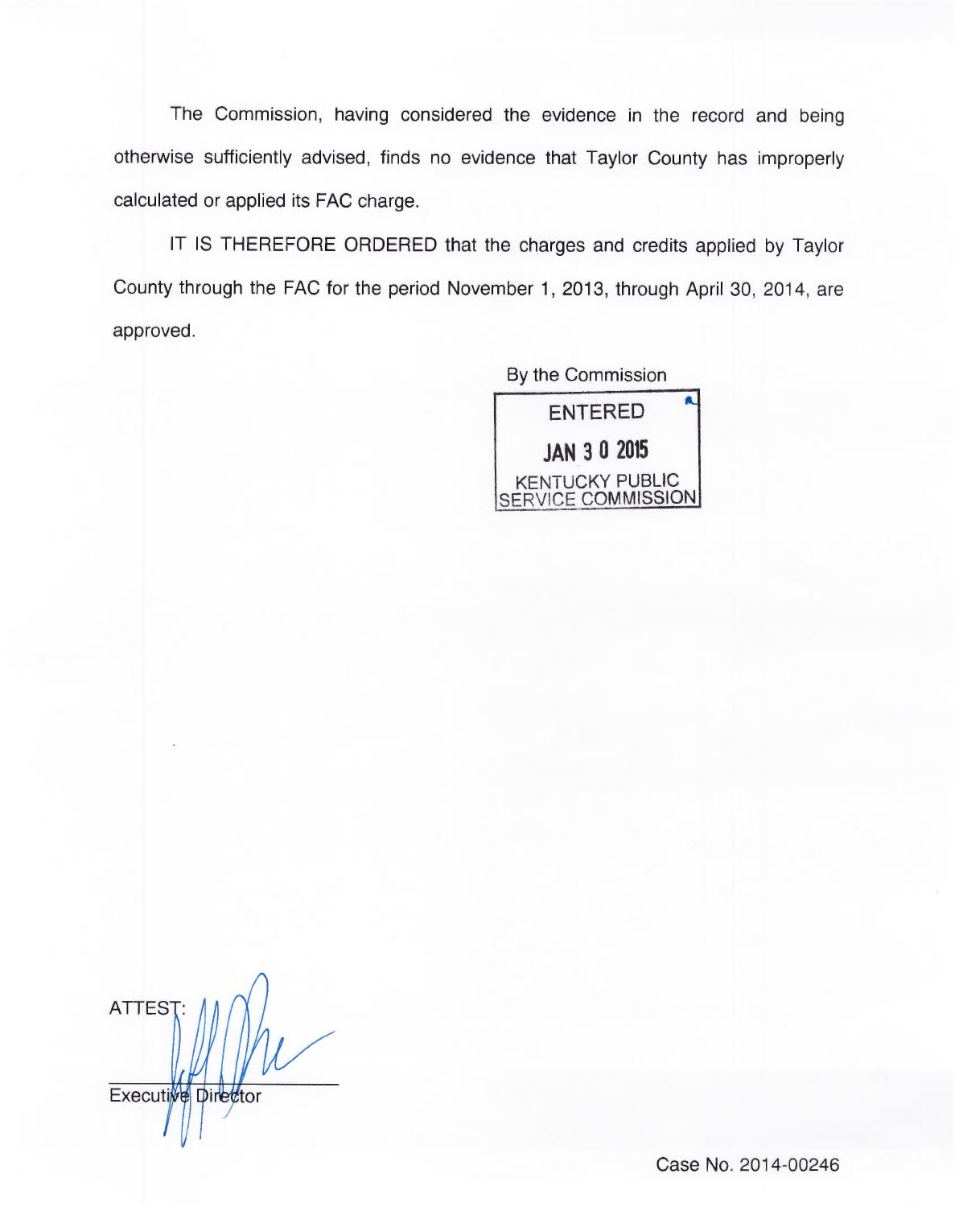The Commission, having considered the evidence in the record and being otherwise sufficiently advised, finds no evidence that Taylor County has improperly calculated or applied its FAC charge.

IT IS THEREFORE ORDERED that the charges and credits applied by Taylor County through the FAC for the period November 1, 2013, through April 30, 2014, are approved.

By the Commission

ENTERED

JAN 3 0 2015

KENTUCKY PUBLIC SERVICE COMMISSION

ATTEST:

Executive Director

Case No. 2014-00246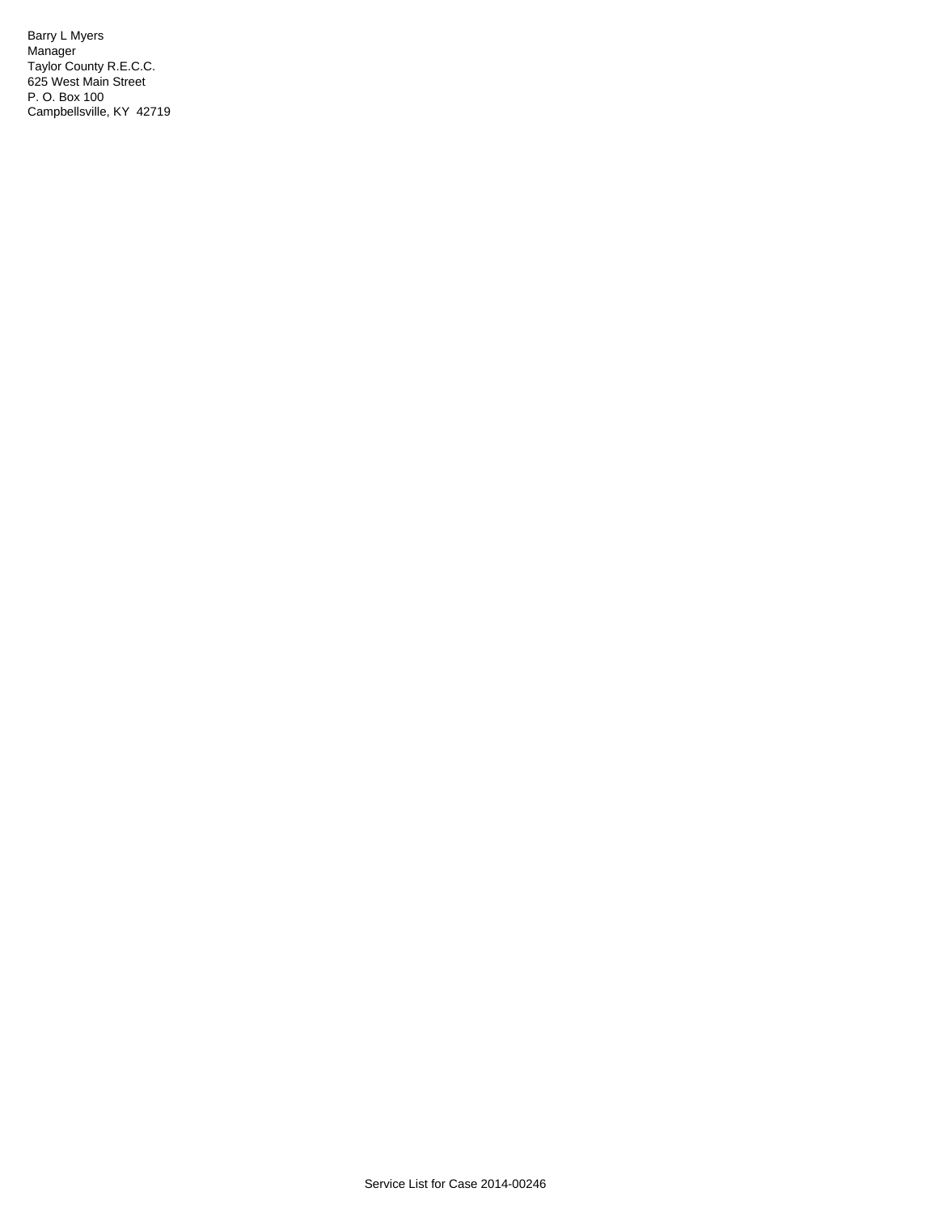Barry L Myers
Manager
Taylor County R.E.C.C.
625 West Main Street
P. O. Box 100
Campbellsville, KY  42719

Service List for Case 2014-00246